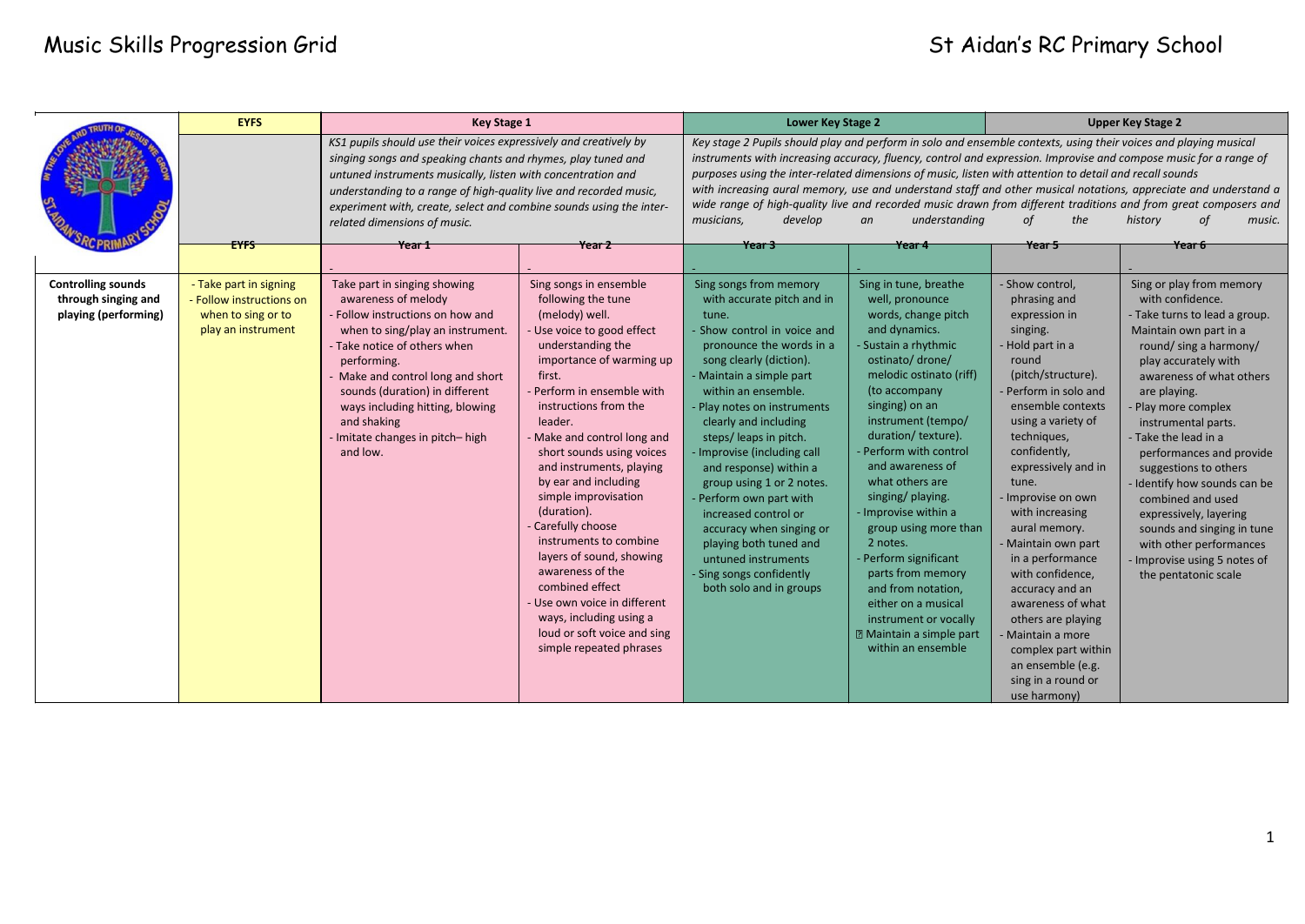# Music Skills Progression Grid

St Aidan's RC Primary School

| | EYFS | Key Stage 1 | | Lower Key Stage 2 | | Upper Key Stage 2 | |
|---|---|---|---|---|---|---|---|
| | | *KS1 pupils should use their voices expressively and creatively by singing songs and speaking chants and rhymes, play tuned and untuned instruments musically, listen with concentration and understanding to a range of high-quality live and recorded music, experiment with, create, select and combine sounds using the inter-related dimensions of music.* | | *Key stage 2 Pupils should play and perform in solo and ensemble contexts, using their voices and playing musical instruments with increasing accuracy, fluency, control and expression. Improvise and compose music for a range of purposes using the inter-related dimensions of music, listen with attention to detail and recall sounds with increasing aural memory, use and understand staff and other musical notations, appreciate and understand a wide range of high-quality live and recorded music drawn from different traditions and from great composers and musicians, develop an understanding of the history of music.* | | | |
| | EYFS | Year 1 | Year 2 | Year 3 | Year 4 | Year 5 | Year 6 |
| | | - | - | - | - | | - |
| **Controlling sounds through singing and playing (performing)** | - Take part in signing<br>- Follow instructions on when to sing or to play an instrument | Take part in singing showing awareness of melody<br>- Follow instructions on how and when to sing/play an instrument.<br>- Take notice of others when performing.<br>- Make and control long and short sounds (duration) in different ways including hitting, blowing and shaking<br>- Imitate changes in pitch– high and low. | Sing songs in ensemble following the tune (melody) well.<br>- Use voice to good effect understanding the importance of warming up first.<br>- Perform in ensemble with instructions from the leader.<br>- Make and control long and short sounds using voices and instruments, playing by ear and including simple improvisation (duration).<br>- Carefully choose instruments to combine layers of sound, showing awareness of the combined effect<br>- Use own voice in different ways, including using a loud or soft voice and sing simple repeated phrases | Sing songs from memory with accurate pitch and in tune.<br>- Show control in voice and pronounce the words in a song clearly (diction).<br>- Maintain a simple part within an ensemble.<br>- Play notes on instruments clearly and including steps/ leaps in pitch.<br>- Improvise (including call and response) within a group using 1 or 2 notes.<br>- Perform own part with increased control or accuracy when singing or playing both tuned and untuned instruments<br>- Sing songs confidently both solo and in groups | Sing in tune, breathe well, pronounce words, change pitch and dynamics.<br>- Sustain a rhythmic ostinato/ drone/ melodic ostinato (riff) (to accompany singing) on an instrument (tempo/ duration/ texture).<br>- Perform with control and awareness of what others are singing/ playing.<br>- Improvise within a group using more than 2 notes.<br>- Perform significant parts from memory and from notation, either on a musical instrument or vocally<br>- Maintain a simple part within an ensemble | - Show control, phrasing and expression in singing.<br>- Hold part in a round (pitch/structure).<br>- Perform in solo and ensemble contexts using a variety of techniques, confidently, expressively and in tune.<br>- Improvise on own with increasing aural memory.<br>- Maintain own part in a performance with confidence, accuracy and an awareness of what others are playing<br>- Maintain a more complex part within an ensemble (e.g. sing in a round or use harmony) | Sing or play from memory with confidence.<br>- Take turns to lead a group.<br>Maintain own part in a round/ sing a harmony/ play accurately with awareness of what others are playing.<br>- Play more complex instrumental parts.<br>- Take the lead in a performances and provide suggestions to others<br>- Identify how sounds can be combined and used expressively, layering sounds and singing in tune with other performances<br>- Improvise using 5 notes of the pentatonic scale |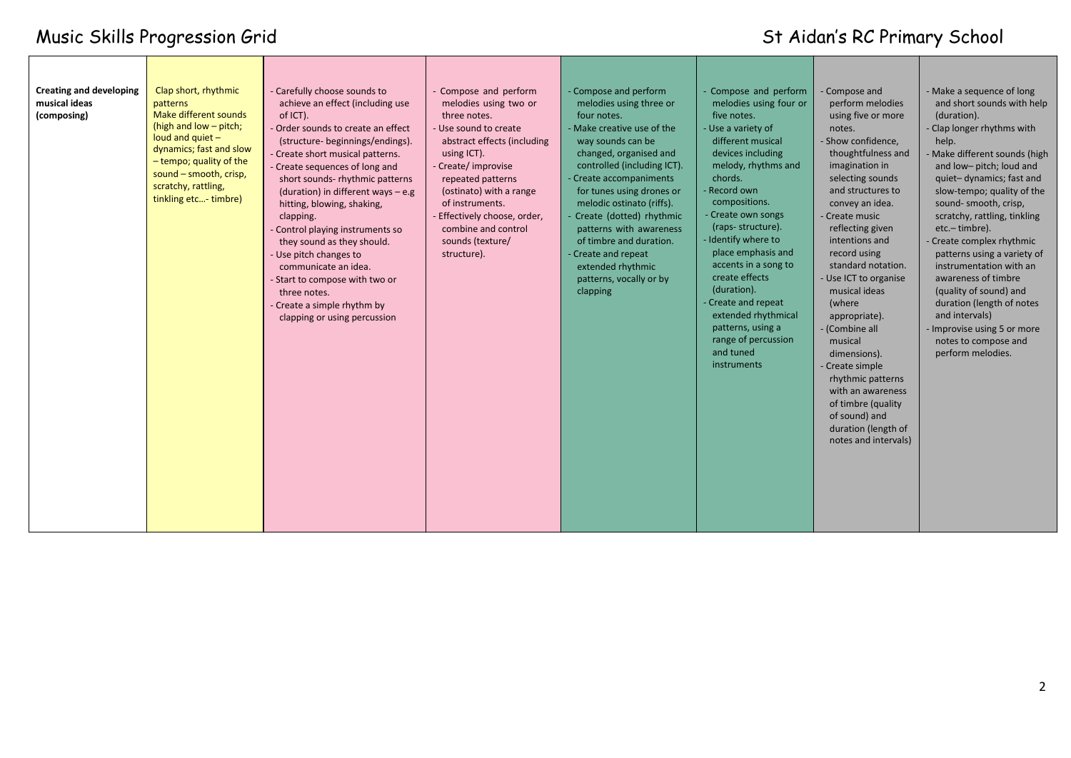# Music Skills Progression Grid

## St Aidan's RC Primary School

| Creating and developing musical ideas (composing) | Clap short, rhythmic patterns<br>Make different sounds (high and low – pitch; loud and quiet – dynamics; fast and slow – tempo; quality of the sound – smooth, crisp, scratchy, rattling, tinkling etc…- timbre) | - Carefully choose sounds to achieve an effect (including use of ICT).<br>- Order sounds to create an effect (structure- beginnings/endings).<br>- Create short musical patterns.<br>- Create sequences of long and short sounds- rhythmic patterns (duration) in different ways – e.g hitting, blowing, shaking, clapping.<br>- Control playing instruments so they sound as they should.<br>- Use pitch changes to communicate an idea.<br>- Start to compose with two or three notes.<br>- Create a simple rhythm by clapping or using percussion | - Compose and perform melodies using two or three notes.<br>- Use sound to create abstract effects (including using ICT).<br>- Create/ improvise repeated patterns (ostinato) with a range of instruments.<br>- Effectively choose, order, combine and control sounds (texture/ structure). | - Compose and perform melodies using three or four notes.<br>- Make creative use of the way sounds can be changed, organised and controlled (including ICT).<br>- Create accompaniments for tunes using drones or melodic ostinato (riffs).<br>- Create (dotted) rhythmic patterns with awareness of timbre and duration.<br>- Create and repeat extended rhythmic patterns, vocally or by clapping | - Compose and perform melodies using four or five notes.<br>- Use a variety of different musical devices including melody, rhythms and chords.<br>- Record own compositions.<br>- Create own songs (raps- structure).<br>- Identify where to place emphasis and accents in a song to create effects (duration).<br>- Create and repeat extended rhythmical patterns, using a range of percussion and tuned instruments | - Compose and perform melodies using five or more notes.<br>- Show confidence, thoughtfulness and imagination in selecting sounds and structures to convey an idea.<br>- Create music reflecting given intentions and record using standard notation.<br>- Use ICT to organise musical ideas (where appropriate).<br>- (Combine all musical dimensions).<br>- Create simple rhythmic patterns with an awareness of timbre (quality of sound) and duration (length of notes and intervals) | - Make a sequence of long and short sounds with help (duration).<br>- Clap longer rhythms with help.<br>- Make different sounds (high and low– pitch; loud and quiet– dynamics; fast and slow-tempo; quality of the sound- smooth, crisp, scratchy, rattling, tinkling etc.– timbre).<br>- Create complex rhythmic patterns using a variety of instrumentation with an awareness of timbre (quality of sound) and duration (length of notes and intervals)<br>- Improvise using 5 or more notes to compose and perform melodies. |
|---|---|---|---|---|---|---|---|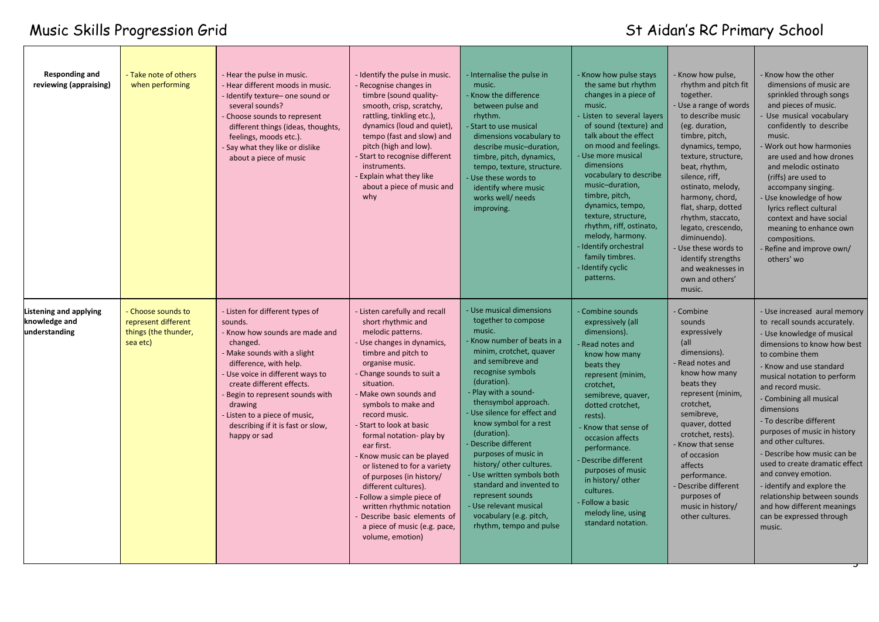# Music Skills Progression Grid

St Aidan's RC Primary School

| | | | | | | | |
|---|---|---|---|---|---|---|---|
| **Responding and reviewing (appraising)** | - Take note of others when performing | - Hear the pulse in music.<br>- Hear different moods in music.<br>- Identify texture– one sound or several sounds?<br>- Choose sounds to represent different things (ideas, thoughts, feelings, moods etc.).<br>- Say what they like or dislike about a piece of music | - Identify the pulse in music.<br>- Recognise changes in timbre (sound quality- smooth, crisp, scratchy, rattling, tinkling etc.), dynamics (loud and quiet), tempo (fast and slow) and pitch (high and low).<br>- Start to recognise different instruments.<br>- Explain what they like about a piece of music and why | - Internalise the pulse in music.<br>- Know the difference between pulse and rhythm.<br>- Start to use musical dimensions vocabulary to describe music–duration, timbre, pitch, dynamics, tempo, texture, structure.<br>- Use these words to identify where music works well/ needs improving. | - Know how pulse stays the same but rhythm changes in a piece of music.<br>- Listen to several layers of sound (texture) and talk about the effect on mood and feelings.<br>- Use more musical dimensions vocabulary to describe music–duration, timbre, pitch, dynamics, tempo, texture, structure, rhythm, riff, ostinato, melody, harmony.<br>- Identify orchestral family timbres.<br>- Identify cyclic patterns. | - Know how pulse, rhythm and pitch fit together.<br>- Use a range of words to describe music (eg. duration, timbre, pitch, dynamics, tempo, texture, structure, beat, rhythm, silence, riff, ostinato, melody, harmony, chord, flat, sharp, dotted rhythm, staccato, legato, crescendo, diminuendo).<br>- Use these words to identify strengths and weaknesses in own and others' music. | - Know how the other dimensions of music are sprinkled through songs and pieces of music.<br>- Use musical vocabulary confidently to describe music.<br>- Work out how harmonies are used and how drones and melodic ostinato (riffs) are used to accompany singing.<br>- Use knowledge of how lyrics reflect cultural context and have social meaning to enhance own compositions.<br>- Refine and improve own/ others' wo |
| **Listening and applying knowledge and understanding** | - Choose sounds to represent different things (the thunder, sea etc) | - Listen for different types of sounds.<br>- Know how sounds are made and changed.<br>- Make sounds with a slight difference, with help.<br>- Use voice in different ways to create different effects.<br>- Begin to represent sounds with drawing<br>- Listen to a piece of music, describing if it is fast or slow, happy or sad | - Listen carefully and recall short rhythmic and melodic patterns.<br>- Use changes in dynamics, timbre and pitch to organise music.<br>- Change sounds to suit a situation.<br>- Make own sounds and symbols to make and record music.<br>- Start to look at basic formal notation- play by ear first.<br>- Know music can be played or listened to for a variety of purposes (in history/ different cultures).<br>- Follow a simple piece of written rhythmic notation<br>- Describe basic elements of a piece of music (e.g. pace, volume, emotion) | - Use musical dimensions together to compose music.<br>- Know number of beats in a minim, crotchet, quaver and semibreve and recognise symbols (duration).<br>- Play with a sound-thensymbol approach.<br>- Use silence for effect and know symbol for a rest (duration).<br>- Describe different purposes of music in history/ other cultures.<br>- Use written symbols both standard and invented to represent sounds<br>- Use relevant musical vocabulary (e.g. pitch, rhythm, tempo and pulse | - Combine sounds expressively (all dimensions).<br>- Read notes and know how many beats they represent (minim, crotchet, semibreve, quaver, dotted crotchet, rests).<br>- Know that sense of occasion affects performance.<br>- Describe different purposes of music in history/ other cultures.<br>- Follow a basic melody line, using standard notation. | - Combine sounds expressively (all dimensions).<br>- Read notes and know how many beats they represent (minim, crotchet, semibreve, quaver, dotted crotchet, rests).<br>- Know that sense of occasion affects performance.<br>- Describe different purposes of music in history/ other cultures. | - Use increased aural memory to recall sounds accurately.<br>- Use knowledge of musical dimensions to know how best to combine them<br>- Know and use standard musical notation to perform and record music.<br>- Combining all musical dimensions<br>- To describe different purposes of music in history and other cultures.<br>- Describe how music can be used to create dramatic effect and convey emotion.<br>- identify and explore the relationship between sounds and how different meanings can be expressed through music. |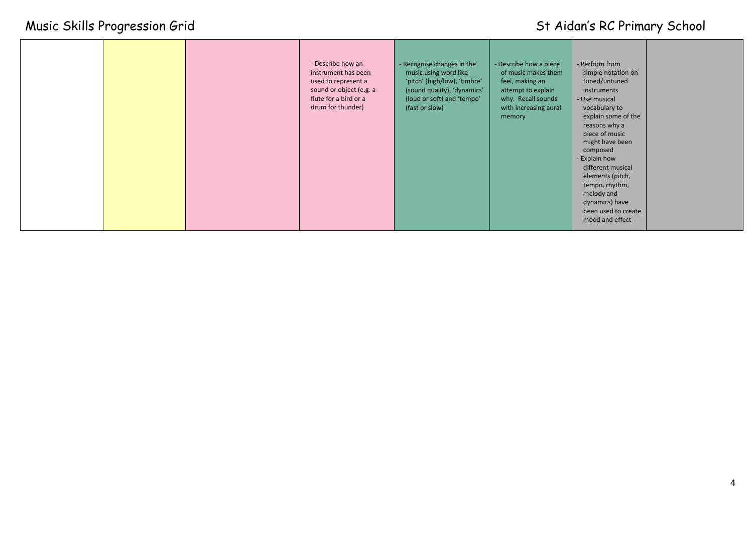| | | | | | | | |
|---|---|---|---|---|---|---|---|
| | | | - Describe how an instrument has been used to represent a sound or object (e.g. a flute for a bird or a drum for thunder) | - Recognise changes in the music using word like 'pitch' (high/low), 'timbre' (sound quality), 'dynamics' (loud or soft) and 'tempo' (fast or slow) | - Describe how a piece of music makes them feel, making an attempt to explain why. Recall sounds with increasing aural memory | - Perform from simple notation on tuned/untuned instruments<br>- Use musical vocabulary to explain some of the reasons why a piece of music might have been composed<br>- Explain how different musical elements (pitch, tempo, rhythm, melody and dynamics) have been used to create mood and effect | |